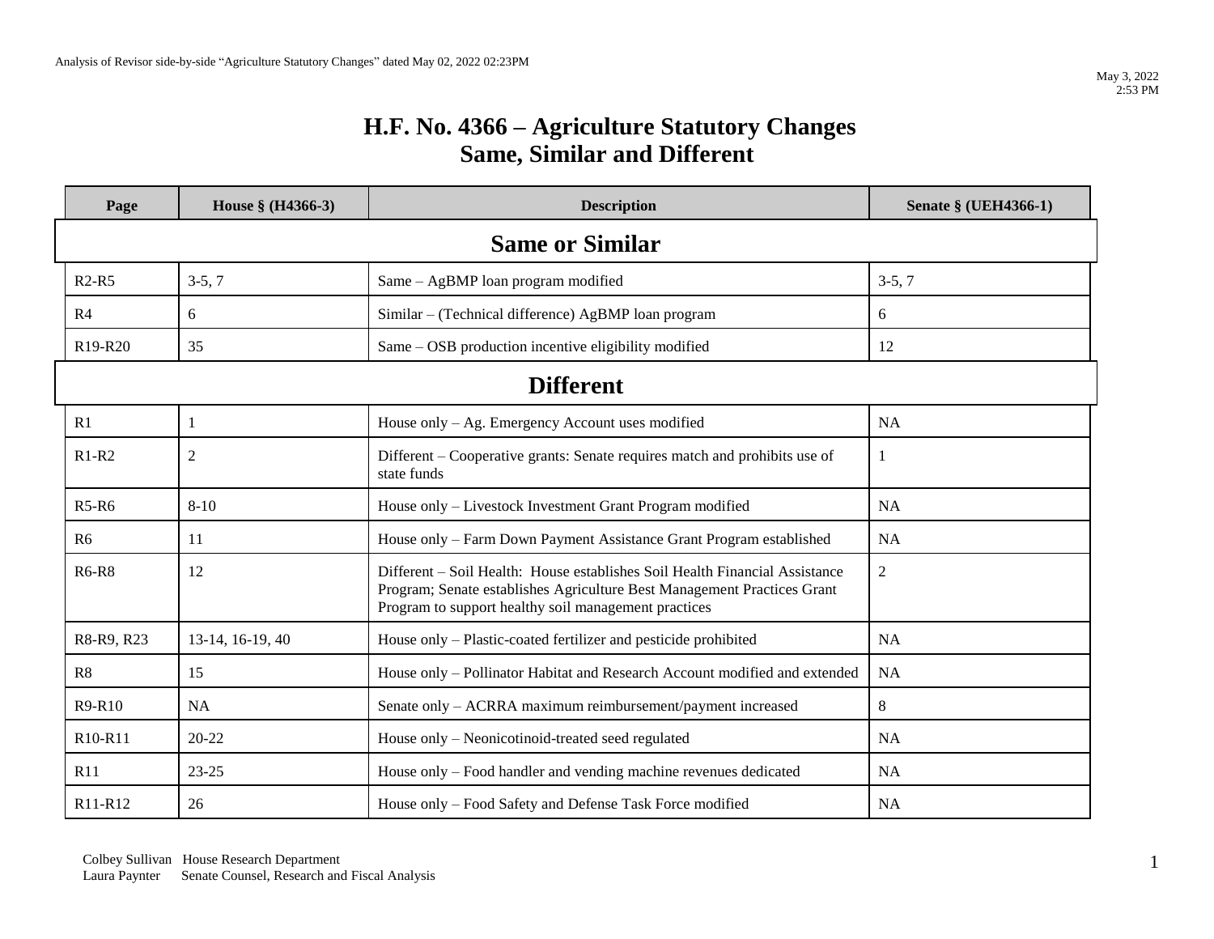Analysis of Revisor side-by-side "Agriculture Statutory Changes" dated May 02, 2022 02:23PM

May 3, 2022
2:53 PM

# H.F. No. 4366 – Agriculture Statutory Changes
# Same, Similar and Different

| Page | House § (H4366-3) | Description | Senate § (UEH4366-1) |
|---|---|---|---|
| **Same or Similar** | | | |
| R2-R5 | 3-5, 7 | Same – AgBMP loan program modified | 3-5, 7 |
| R4 | 6 | Similar – (Technical difference) AgBMP loan program | 6 |
| R19-R20 | 35 | Same – OSB production incentive eligibility modified | 12 |
| **Different** | | | |
| R1 | 1 | House only – Ag. Emergency Account uses modified | NA |
| R1-R2 | 2 | Different – Cooperative grants: Senate requires match and prohibits use of state funds | 1 |
| R5-R6 | 8-10 | House only – Livestock Investment Grant Program modified | NA |
| R6 | 11 | House only – Farm Down Payment Assistance Grant Program established | NA |
| R6-R8 | 12 | Different – Soil Health: House establishes Soil Health Financial Assistance Program; Senate establishes Agriculture Best Management Practices Grant Program to support healthy soil management practices | 2 |
| R8-R9, R23 | 13-14, 16-19, 40 | House only – Plastic-coated fertilizer and pesticide prohibited | NA |
| R8 | 15 | House only – Pollinator Habitat and Research Account modified and extended | NA |
| R9-R10 | NA | Senate only – ACRRA maximum reimbursement/payment increased | 8 |
| R10-R11 | 20-22 | House only – Neonicotinoid-treated seed regulated | NA |
| R11 | 23-25 | House only – Food handler and vending machine revenues dedicated | NA |
| R11-R12 | 26 | House only – Food Safety and Defense Task Force modified | NA |

Colbey Sullivan House Research Department
Laura Paynter Senate Counsel, Research and Fiscal Analysis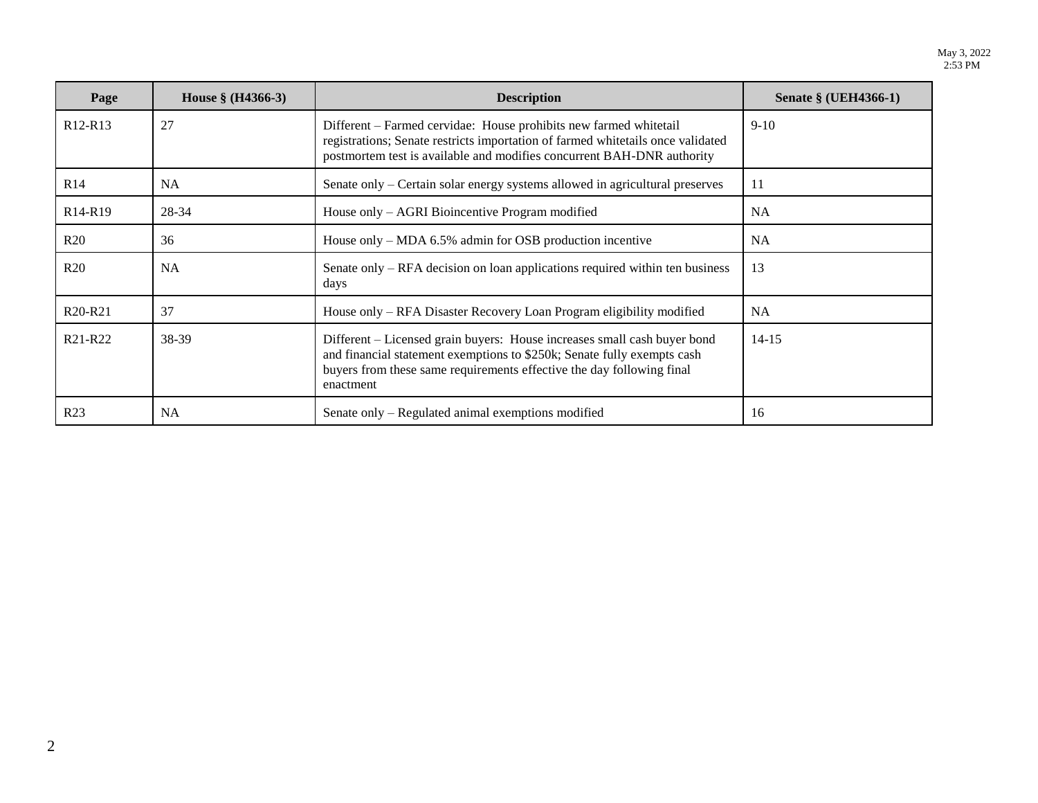| Page | House § (H4366-3) | Description | Senate § (UEH4366-1) |
|---|---|---|---|
| R12-R13 | 27 | Different – Farmed cervidae: House prohibits new farmed whitetail registrations; Senate restricts importation of farmed whitetails once validated postmortem test is available and modifies concurrent BAH-DNR authority | 9-10 |
| R14 | NA | Senate only – Certain solar energy systems allowed in agricultural preserves | 11 |
| R14-R19 | 28-34 | House only – AGRI Bioincentive Program modified | NA |
| R20 | 36 | House only – MDA 6.5% admin for OSB production incentive | NA |
| R20 | NA | Senate only – RFA decision on loan applications required within ten business days | 13 |
| R20-R21 | 37 | House only – RFA Disaster Recovery Loan Program eligibility modified | NA |
| R21-R22 | 38-39 | Different – Licensed grain buyers: House increases small cash buyer bond and financial statement exemptions to $250k; Senate fully exempts cash buyers from these same requirements effective the day following final enactment | 14-15 |
| R23 | NA | Senate only – Regulated animal exemptions modified | 16 |